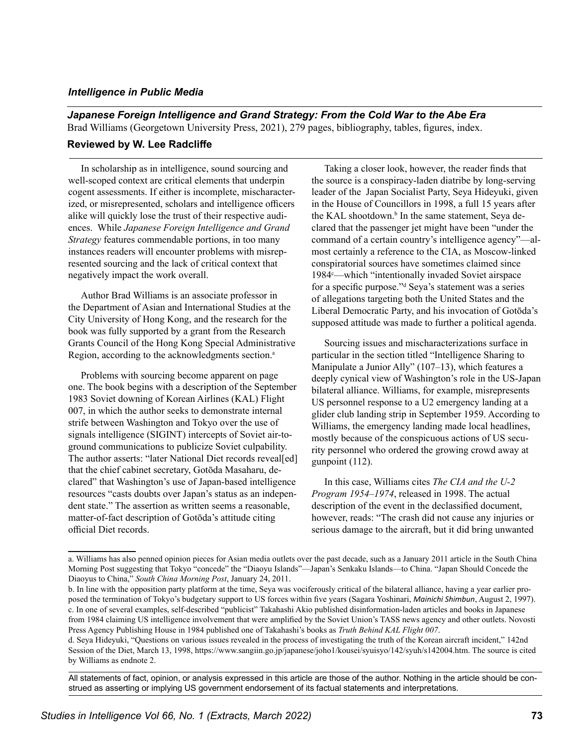*Intelligence in Public Media*

## *Japanese Foreign Intelligence and Grand Strategy: From the Cold War to the Abe Era*

Brad Williams (Georgetown University Press, 2021), 279 pages, bibliography, tables, figures, index.

**Reviewed by W. Lee Radcliffe**

In scholarship as in intelligence, sound sourcing and well-scoped context are critical elements that underpin cogent assessments. If either is incomplete, mischaracterized, or misrepresented, scholars and intelligence officers alike will quickly lose the trust of their respective audiences. While *Japanese Foreign Intelligence and Grand Strategy* features commendable portions, in too many instances readers will encounter problems with misrepresented sourcing and the lack of critical context that negatively impact the work overall.

Author Brad Williams is an associate professor in the Department of Asian and International Studies at the City University of Hong Kong, and the research for the book was fully supported by a grant from the Research Grants Council of the Hong Kong Special Administrative Region, according to the acknowledgments section.[a]

Problems with sourcing become apparent on page one. The book begins with a description of the September 1983 Soviet downing of Korean Airlines (KAL) Flight 007, in which the author seeks to demonstrate internal strife between Washington and Tokyo over the use of signals intelligence (SIGINT) intercepts of Soviet air-to-ground communications to publicize Soviet culpability. The author asserts: "later National Diet records reveal[ed] that the chief cabinet secretary, Gotōda Masaharu, declared" that Washington's use of Japan-based intelligence resources "casts doubts over Japan's status as an independent state." The assertion as written seems a reasonable, matter-of-fact description of Gotōda's attitude citing official Diet records.

Taking a closer look, however, the reader finds that the source is a conspiracy-laden diatribe by long-serving leader of the Japan Socialist Party, Seya Hideyuki, given in the House of Councillors in 1998, a full 15 years after the KAL shootdown.[b] In the same statement, Seya declared that the passenger jet might have been "under the command of a certain country's intelligence agency"—almost certainly a reference to the CIA, as Moscow-linked conspiratorial sources have sometimes claimed since 1984[c]—which "intentionally invaded Soviet airspace for a specific purpose."[d] Seya's statement was a series of allegations targeting both the United States and the Liberal Democratic Party, and his invocation of Gotōda's supposed attitude was made to further a political agenda.

Sourcing issues and mischaracterizations surface in particular in the section titled "Intelligence Sharing to Manipulate a Junior Ally" (107–13), which features a deeply cynical view of Washington's role in the US-Japan bilateral alliance. Williams, for example, misrepresents US personnel response to a U2 emergency landing at a glider club landing strip in September 1959. According to Williams, the emergency landing made local headlines, mostly because of the conspicuous actions of US security personnel who ordered the growing crowd away at gunpoint (112).

In this case, Williams cites *The CIA and the U-2 Program 1954–1974*, released in 1998. The actual description of the event in the declassified document, however, reads: "The crash did not cause any injuries or serious damage to the aircraft, but it did bring unwanted

---

a. Williams has also penned opinion pieces for Asian media outlets over the past decade, such as a January 2011 article in the South China Morning Post suggesting that Tokyo "concede" the "Diaoyu Islands"—Japan's Senkaku Islands—to China. "Japan Should Concede the Diaoyus to China," *South China Morning Post*, January 24, 2011.

b. In line with the opposition party platform at the time, Seya was vociferously critical of the bilateral alliance, having a year earlier proposed the termination of Tokyo's budgetary support to US forces within five years (Sagara Yoshinari, *Mainichi Shimbun*, August 2, 1997).

c. In one of several examples, self-described "publicist" Takahashi Akio published disinformation-laden articles and books in Japanese from 1984 claiming US intelligence involvement that were amplified by the Soviet Union's TASS news agency and other outlets. Novosti Press Agency Publishing House in 1984 published one of Takahashi's books as *Truth Behind KAL Flight 007*.

d. Seya Hideyuki, "Questions on various issues revealed in the process of investigating the truth of the Korean aircraft incident," 142nd Session of the Diet, March 13, 1998, https://www.sangiin.go.jp/japanese/joho1/kousei/syuisyo/142/syuh/s142004.htm. The source is cited by Williams as endnote 2.

All statements of fact, opinion, or analysis expressed in this article are those of the author. Nothing in the article should be construed as asserting or implying US government endorsement of its factual statements and interpretations.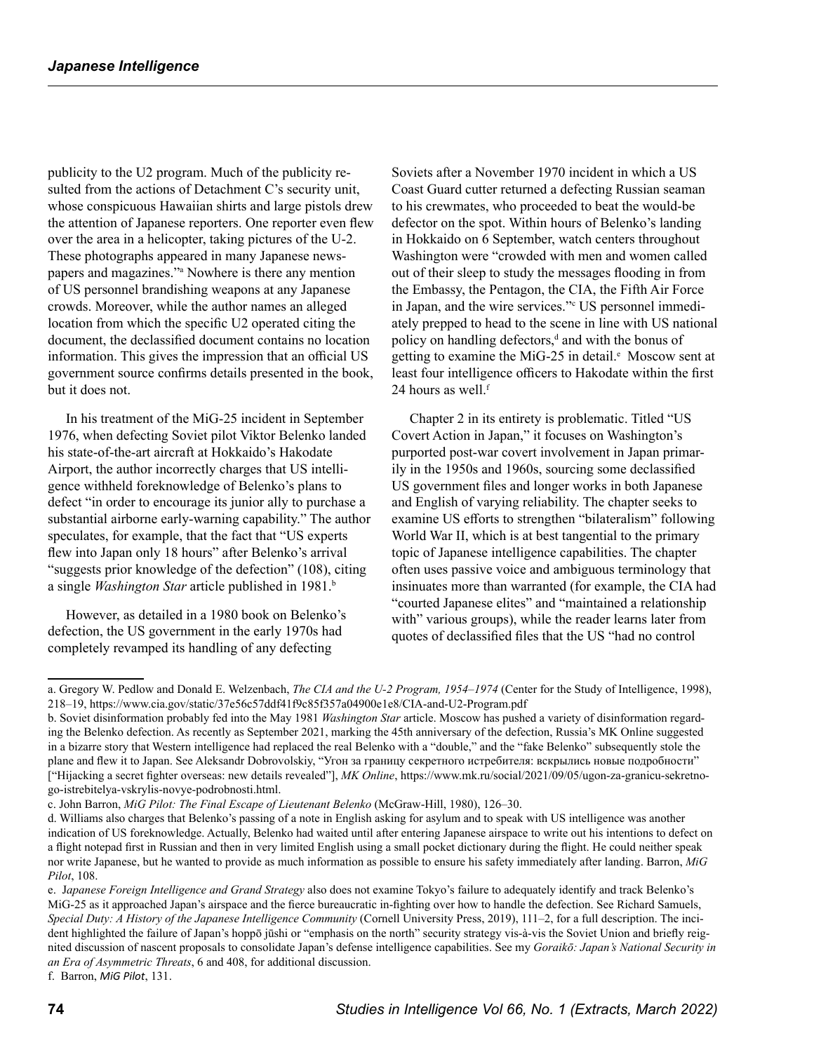publicity to the U2 program. Much of the publicity resulted from the actions of Detachment C's security unit, whose conspicuous Hawaiian shirts and large pistols drew the attention of Japanese reporters. One reporter even flew over the area in a helicopter, taking pictures of the U-2. These photographs appeared in many Japanese newspapers and magazines."[a] Nowhere is there any mention of US personnel brandishing weapons at any Japanese crowds. Moreover, while the author names an alleged location from which the specific U2 operated citing the document, the declassified document contains no location information. This gives the impression that an official US government source confirms details presented in the book, but it does not.

In his treatment of the MiG-25 incident in September 1976, when defecting Soviet pilot Viktor Belenko landed his state-of-the-art aircraft at Hokkaido's Hakodate Airport, the author incorrectly charges that US intelligence withheld foreknowledge of Belenko's plans to defect "in order to encourage its junior ally to purchase a substantial airborne early-warning capability." The author speculates, for example, that the fact that "US experts flew into Japan only 18 hours" after Belenko's arrival "suggests prior knowledge of the defection" (108), citing a single *Washington Star* article published in 1981.[b]

However, as detailed in a 1980 book on Belenko's defection, the US government in the early 1970s had completely revamped its handling of any defecting Soviets after a November 1970 incident in which a US Coast Guard cutter returned a defecting Russian seaman to his crewmates, who proceeded to beat the would-be defector on the spot. Within hours of Belenko's landing in Hokkaido on 6 September, watch centers throughout Washington were "crowded with men and women called out of their sleep to study the messages flooding in from the Embassy, the Pentagon, the CIA, the Fifth Air Force in Japan, and the wire services."[c] US personnel immediately prepped to head to the scene in line with US national policy on handling defectors,[d] and with the bonus of getting to examine the MiG-25 in detail.[e] Moscow sent at least four intelligence officers to Hakodate within the first 24 hours as well.[f]

Chapter 2 in its entirety is problematic. Titled "US Covert Action in Japan," it focuses on Washington's purported post-war covert involvement in Japan primarily in the 1950s and 1960s, sourcing some declassified US government files and longer works in both Japanese and English of varying reliability. The chapter seeks to examine US efforts to strengthen "bilateralism" following World War II, which is at best tangential to the primary topic of Japanese intelligence capabilities. The chapter often uses passive voice and ambiguous terminology that insinuates more than warranted (for example, the CIA had "courted Japanese elites" and "maintained a relationship with" various groups), while the reader learns later from quotes of declassified files that the US "had no control

---

a. Gregory W. Pedlow and Donald E. Welzenbach, *The CIA and the U-2 Program, 1954–1974* (Center for the Study of Intelligence, 1998), 218–19, https://www.cia.gov/static/37e56c57ddf41f9c85f357a04900e1e8/CIA-and-U2-Program.pdf

b. Soviet disinformation probably fed into the May 1981 *Washington Star* article. Moscow has pushed a variety of disinformation regarding the Belenko defection. As recently as September 2021, marking the 45th anniversary of the defection, Russia's MK Online suggested in a bizarre story that Western intelligence had replaced the real Belenko with a "double," and the "fake Belenko" subsequently stole the plane and flew it to Japan. See Aleksandr Dobrovolskiy, "Угон за границу секретного истребителя: вскрылись новые подробности" ["Hijacking a secret fighter overseas: new details revealed"], *MK Online*, https://www.mk.ru/social/2021/09/05/ugon-za-granicu-sekretnogo-istrebitelya-vskrylis-novye-podrobnosti.html.

c. John Barron, *MiG Pilot: The Final Escape of Lieutenant Belenko* (McGraw-Hill, 1980), 126–30.

d. Williams also charges that Belenko's passing of a note in English asking for asylum and to speak with US intelligence was another indication of US foreknowledge. Actually, Belenko had waited until after entering Japanese airspace to write out his intentions to defect on a flight notepad first in Russian and then in very limited English using a small pocket dictionary during the flight. He could neither speak nor write Japanese, but he wanted to provide as much information as possible to ensure his safety immediately after landing. Barron, *MiG Pilot*, 108.

e. *Japanese Foreign Intelligence and Grand Strategy* also does not examine Tokyo's failure to adequately identify and track Belenko's MiG-25 as it approached Japan's airspace and the fierce bureaucratic in-fighting over how to handle the defection. See Richard Samuels, *Special Duty: A History of the Japanese Intelligence Community* (Cornell University Press, 2019), 111–2, for a full description. The incident highlighted the failure of Japan's hoppō jūshi or "emphasis on the north" security strategy vis-à-vis the Soviet Union and briefly reignited discussion of nascent proposals to consolidate Japan's defense intelligence capabilities. See my *Goraikō: Japan's National Security in an Era of Asymmetric Threats*, 6 and 408, for additional discussion.

f. Barron, *MiG Pilot*, 131.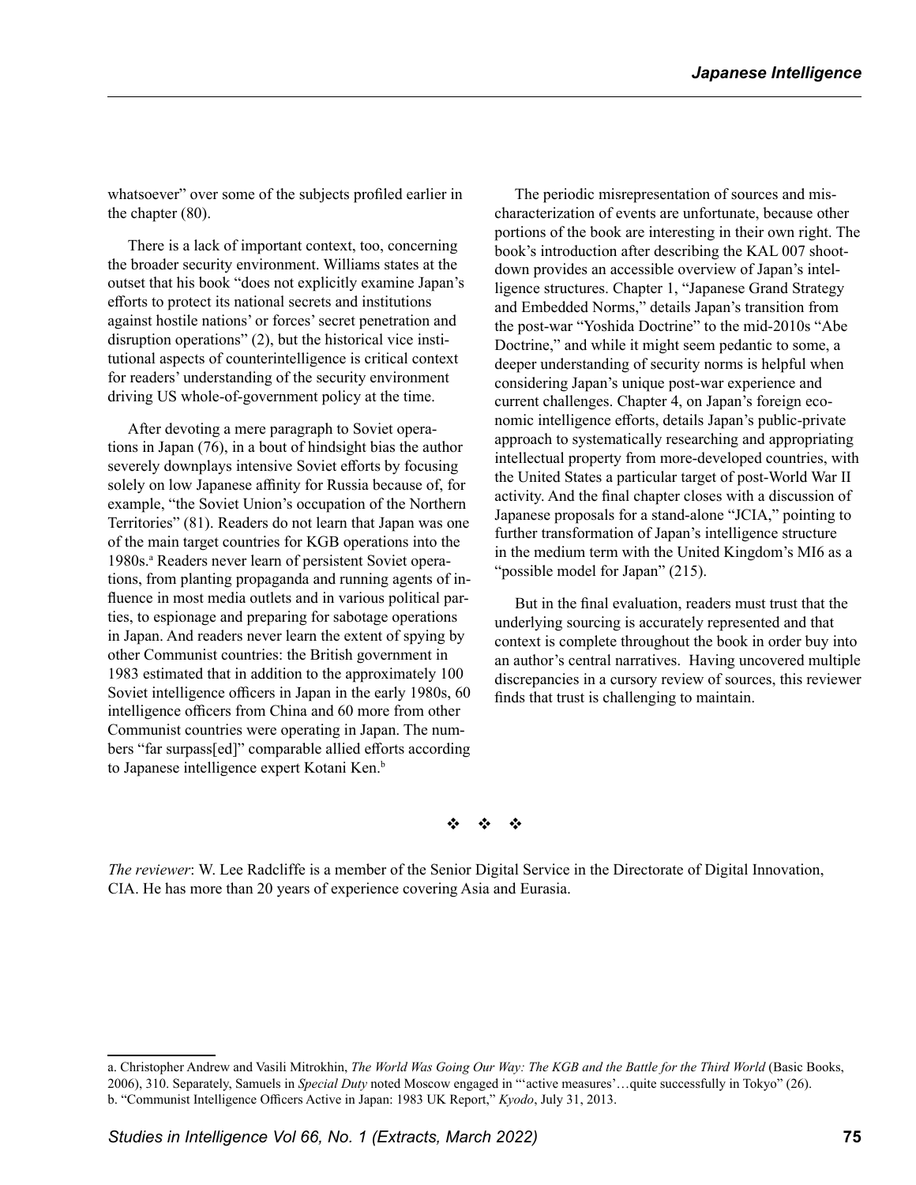whatsoever" over some of the subjects profiled earlier in the chapter (80).

There is a lack of important context, too, concerning the broader security environment. Williams states at the outset that his book "does not explicitly examine Japan's efforts to protect its national secrets and institutions against hostile nations' or forces' secret penetration and disruption operations" (2), but the historical vice institutional aspects of counterintelligence is critical context for readers' understanding of the security environment driving US whole-of-government policy at the time.

After devoting a mere paragraph to Soviet operations in Japan (76), in a bout of hindsight bias the author severely downplays intensive Soviet efforts by focusing solely on low Japanese affinity for Russia because of, for example, "the Soviet Union's occupation of the Northern Territories" (81). Readers do not learn that Japan was one of the main target countries for KGB operations into the 1980s.[a] Readers never learn of persistent Soviet operations, from planting propaganda and running agents of influence in most media outlets and in various political parties, to espionage and preparing for sabotage operations in Japan. And readers never learn the extent of spying by other Communist countries: the British government in 1983 estimated that in addition to the approximately 100 Soviet intelligence officers in Japan in the early 1980s, 60 intelligence officers from China and 60 more from other Communist countries were operating in Japan. The numbers "far surpass[ed]" comparable allied efforts according to Japanese intelligence expert Kotani Ken.[b]

The periodic misrepresentation of sources and mischaracterization of events are unfortunate, because other portions of the book are interesting in their own right. The book's introduction after describing the KAL 007 shootdown provides an accessible overview of Japan's intelligence structures. Chapter 1, "Japanese Grand Strategy and Embedded Norms," details Japan's transition from the post-war "Yoshida Doctrine" to the mid-2010s "Abe Doctrine," and while it might seem pedantic to some, a deeper understanding of security norms is helpful when considering Japan's unique post-war experience and current challenges. Chapter 4, on Japan's foreign economic intelligence efforts, details Japan's public-private approach to systematically researching and appropriating intellectual property from more-developed countries, with the United States a particular target of post-World War II activity. And the final chapter closes with a discussion of Japanese proposals for a stand-alone "JCIA," pointing to further transformation of Japan's intelligence structure in the medium term with the United Kingdom's MI6 as a "possible model for Japan" (215).

But in the final evaluation, readers must trust that the underlying sourcing is accurately represented and that context is complete throughout the book in order buy into an author's central narratives. Having uncovered multiple discrepancies in a cursory review of sources, this reviewer finds that trust is challenging to maintain.

❖ ❖ ❖

*The reviewer*: W. Lee Radcliffe is a member of the Senior Digital Service in the Directorate of Digital Innovation, CIA. He has more than 20 years of experience covering Asia and Eurasia.

---

a. Christopher Andrew and Vasili Mitrokhin, *The World Was Going Our Way: The KGB and the Battle for the Third World* (Basic Books, 2006), 310. Separately, Samuels in *Special Duty* noted Moscow engaged in "'active measures'…quite successfully in Tokyo" (26).

b. "Communist Intelligence Officers Active in Japan: 1983 UK Report," *Kyodo*, July 31, 2013.